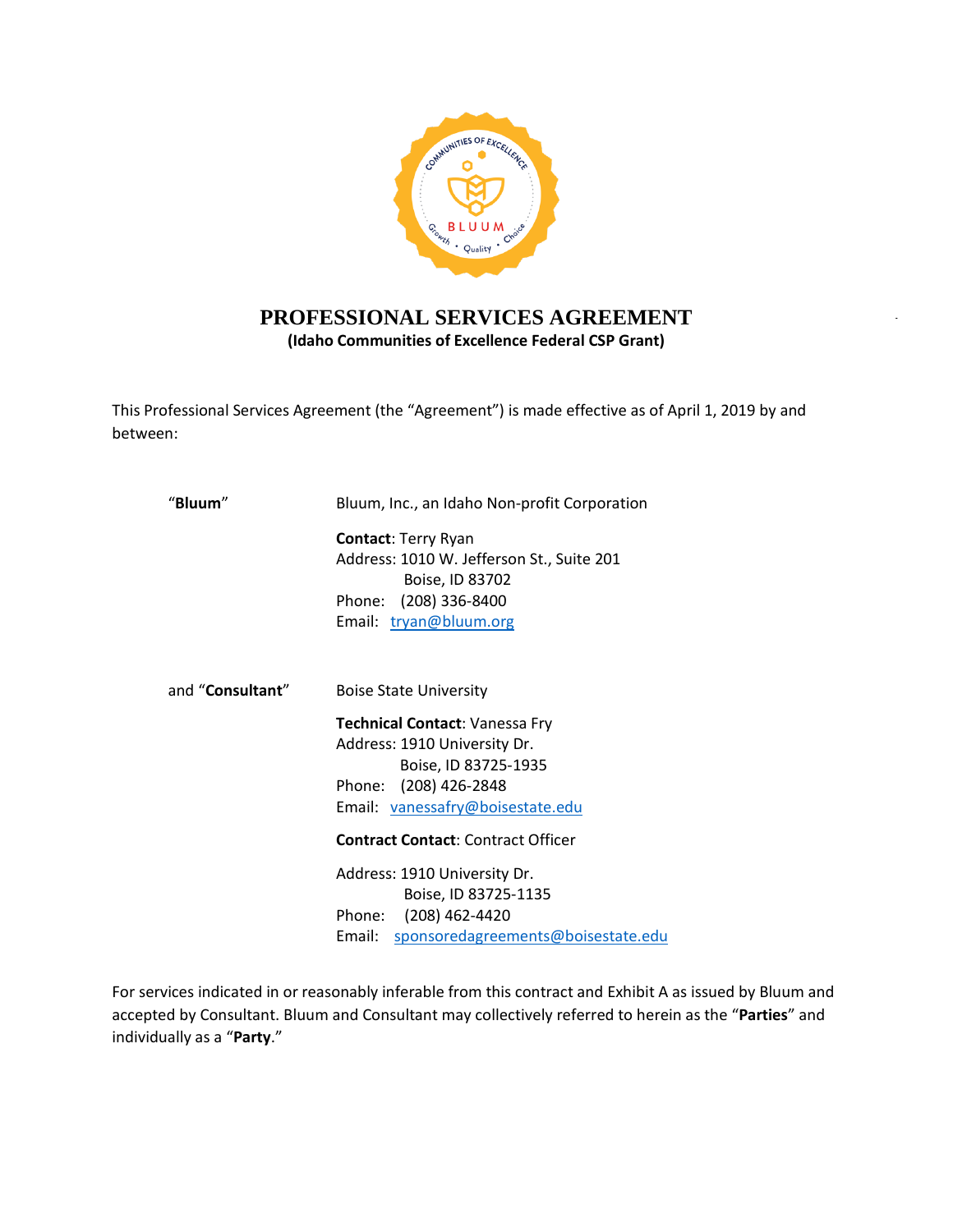# PROFESSIONAL SERVICES AGREEMENT

**(Idaho Communities of Excellence Federal CSP Grant)**

This Professional Services Agreement (the "Agreement") is made effective as of April 1, 2019 by and between:

"**Bluum**" Bluum, Inc., an Idaho Non-profit Corporation

**Contact**: Terry Ryan
Address: 1010 W. Jefferson St., Suite 201
Boise, ID 83702
Phone: (208) 336-8400
Email: tryan@bluum.org

and "**Consultant**" Boise State University

**Technical Contact**: Vanessa Fry
Address: 1910 University Dr.
Boise, ID 83725-1935
Phone: (208) 426-2848
Email: vanessafry@boisestate.edu

**Contract Contact**: Contract Officer

Address: 1910 University Dr.
Boise, ID 83725-1135
Phone: (208) 462-4420
Email: sponsoredagreements@boisestate.edu

For services indicated in or reasonably inferable from this contract and Exhibit A as issued by Bluum and accepted by Consultant. Bluum and Consultant may collectively referred to herein as the "**Parties**" and individually as a "**Party**."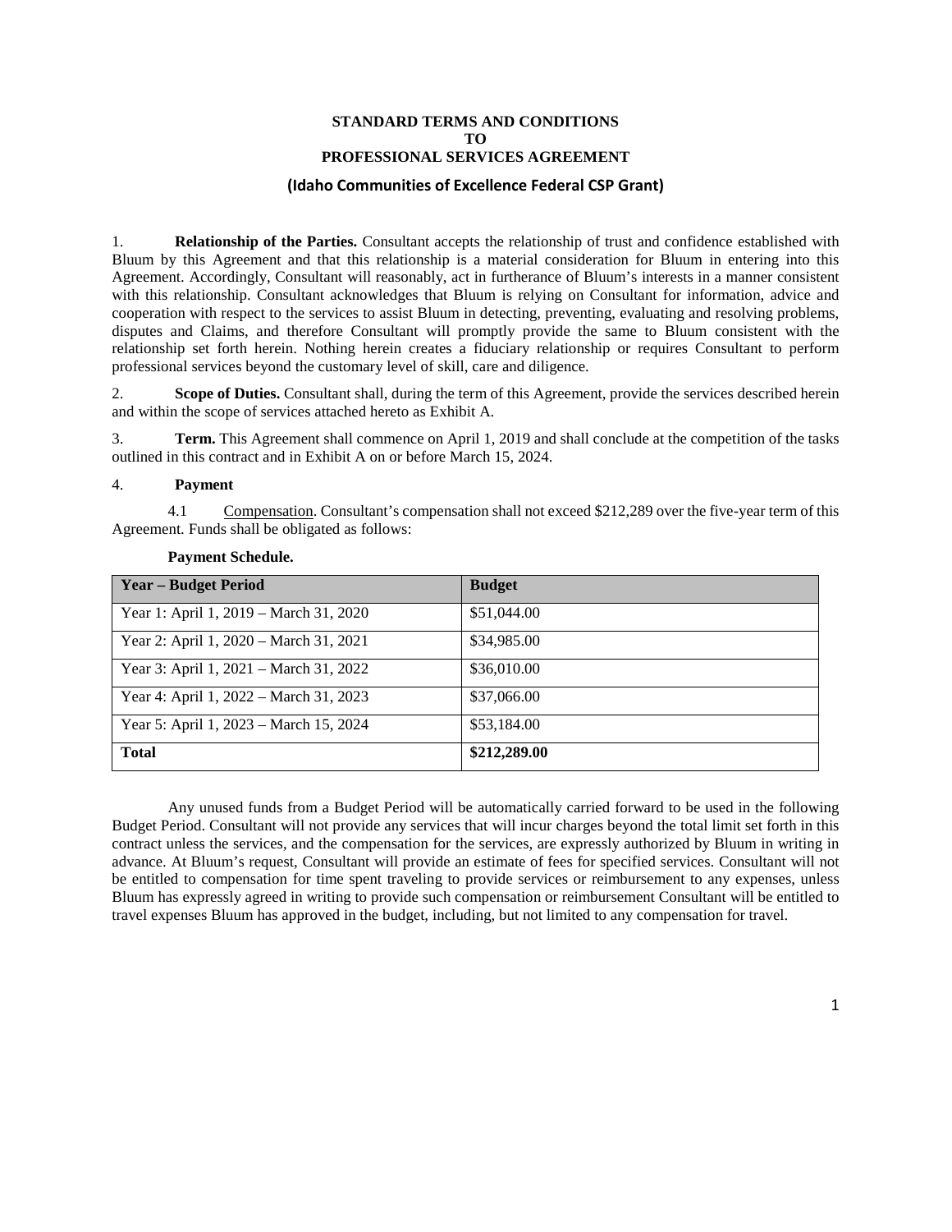# STANDARD TERMS AND CONDITIONS
# TO
# PROFESSIONAL SERVICES AGREEMENT

## (Idaho Communities of Excellence Federal CSP Grant)

1. **Relationship of the Parties.** Consultant accepts the relationship of trust and confidence established with Bluum by this Agreement and that this relationship is a material consideration for Bluum in entering into this Agreement. Accordingly, Consultant will reasonably, act in furtherance of Bluum's interests in a manner consistent with this relationship. Consultant acknowledges that Bluum is relying on Consultant for information, advice and cooperation with respect to the services to assist Bluum in detecting, preventing, evaluating and resolving problems, disputes and Claims, and therefore Consultant will promptly provide the same to Bluum consistent with the relationship set forth herein. Nothing herein creates a fiduciary relationship or requires Consultant to perform professional services beyond the customary level of skill, care and diligence.

2. **Scope of Duties.** Consultant shall, during the term of this Agreement, provide the services described herein and within the scope of services attached hereto as Exhibit A.

3. **Term.** This Agreement shall commence on April 1, 2019 and shall conclude at the competition of the tasks outlined in this contract and in Exhibit A on or before March 15, 2024.

4. **Payment**

4.1 Compensation. Consultant's compensation shall not exceed $212,289 over the five-year term of this Agreement. Funds shall be obligated as follows:

**Payment Schedule.**

| Year – Budget Period | Budget |
|---|---|
| Year 1: April 1, 2019 – March 31, 2020 | $51,044.00 |
| Year 2: April 1, 2020 – March 31, 2021 | $34,985.00 |
| Year 3: April 1, 2021 – March 31, 2022 | $36,010.00 |
| Year 4: April 1, 2022 – March 31, 2023 | $37,066.00 |
| Year 5: April 1, 2023 – March 15, 2024 | $53,184.00 |
| **Total** | **$212,289.00** |

Any unused funds from a Budget Period will be automatically carried forward to be used in the following Budget Period. Consultant will not provide any services that will incur charges beyond the total limit set forth in this contract unless the services, and the compensation for the services, are expressly authorized by Bluum in writing in advance. At Bluum's request, Consultant will provide an estimate of fees for specified services. Consultant will not be entitled to compensation for time spent traveling to provide services or reimbursement to any expenses, unless Bluum has expressly agreed in writing to provide such compensation or reimbursement Consultant will be entitled to travel expenses Bluum has approved in the budget, including, but not limited to any compensation for travel.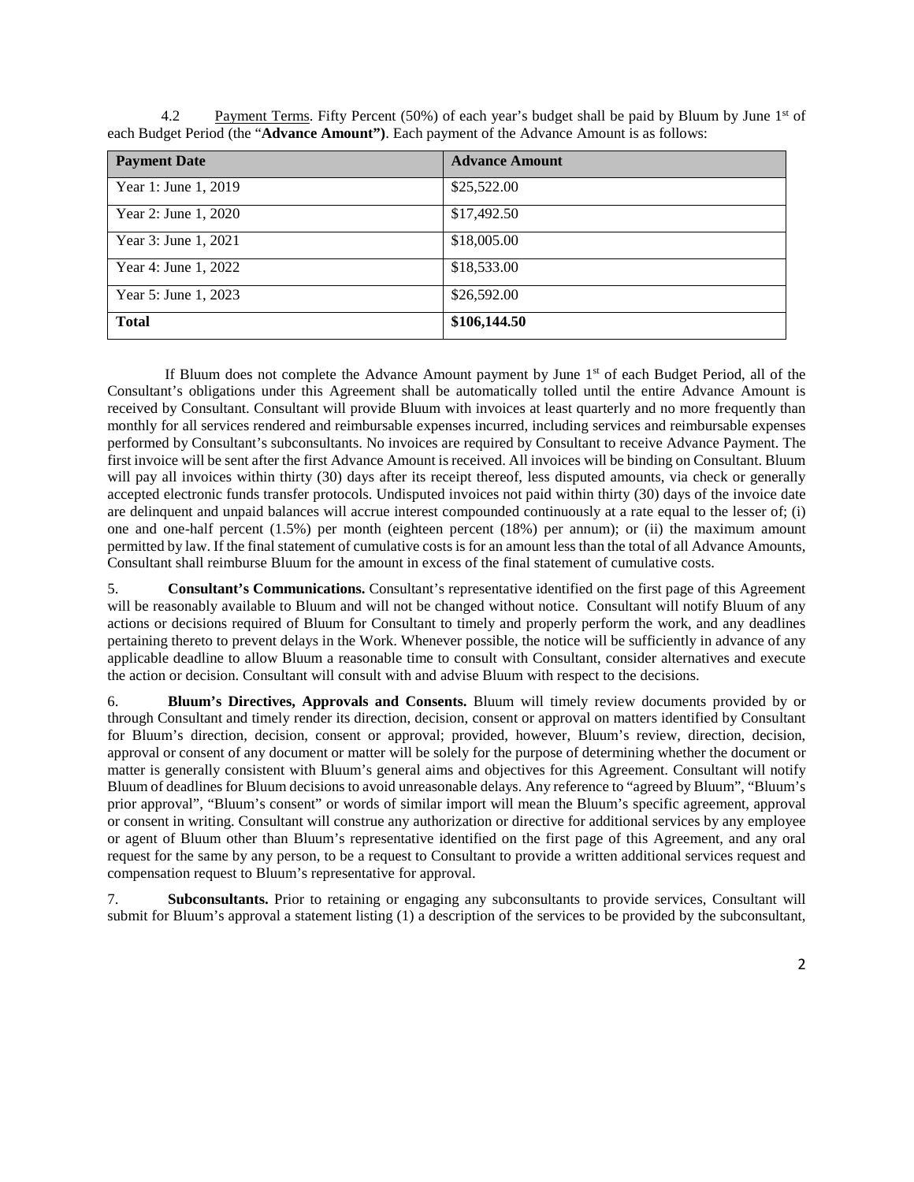4.2 Payment Terms. Fifty Percent (50%) of each year's budget shall be paid by Bluum by June 1st of each Budget Period (the "**Advance Amount")**. Each payment of the Advance Amount is as follows:

| Payment Date | Advance Amount |
|---|---|
| Year 1: June 1, 2019 | $25,522.00 |
| Year 2: June 1, 2020 | $17,492.50 |
| Year 3: June 1, 2021 | $18,005.00 |
| Year 4: June 1, 2022 | $18,533.00 |
| Year 5: June 1, 2023 | $26,592.00 |
| **Total** | **$106,144.50** |

If Bluum does not complete the Advance Amount payment by June 1st of each Budget Period, all of the Consultant's obligations under this Agreement shall be automatically tolled until the entire Advance Amount is received by Consultant. Consultant will provide Bluum with invoices at least quarterly and no more frequently than monthly for all services rendered and reimbursable expenses incurred, including services and reimbursable expenses performed by Consultant's subconsultants. No invoices are required by Consultant to receive Advance Payment. The first invoice will be sent after the first Advance Amount is received. All invoices will be binding on Consultant. Bluum will pay all invoices within thirty (30) days after its receipt thereof, less disputed amounts, via check or generally accepted electronic funds transfer protocols. Undisputed invoices not paid within thirty (30) days of the invoice date are delinquent and unpaid balances will accrue interest compounded continuously at a rate equal to the lesser of; (i) one and one-half percent (1.5%) per month (eighteen percent (18%) per annum); or (ii) the maximum amount permitted by law. If the final statement of cumulative costs is for an amount less than the total of all Advance Amounts, Consultant shall reimburse Bluum for the amount in excess of the final statement of cumulative costs.

5. **Consultant's Communications.** Consultant's representative identified on the first page of this Agreement will be reasonably available to Bluum and will not be changed without notice. Consultant will notify Bluum of any actions or decisions required of Bluum for Consultant to timely and properly perform the work, and any deadlines pertaining thereto to prevent delays in the Work. Whenever possible, the notice will be sufficiently in advance of any applicable deadline to allow Bluum a reasonable time to consult with Consultant, consider alternatives and execute the action or decision. Consultant will consult with and advise Bluum with respect to the decisions.

6. **Bluum's Directives, Approvals and Consents.** Bluum will timely review documents provided by or through Consultant and timely render its direction, decision, consent or approval on matters identified by Consultant for Bluum's direction, decision, consent or approval; provided, however, Bluum's review, direction, decision, approval or consent of any document or matter will be solely for the purpose of determining whether the document or matter is generally consistent with Bluum's general aims and objectives for this Agreement. Consultant will notify Bluum of deadlines for Bluum decisions to avoid unreasonable delays. Any reference to "agreed by Bluum", "Bluum's prior approval", "Bluum's consent" or words of similar import will mean the Bluum's specific agreement, approval or consent in writing. Consultant will construe any authorization or directive for additional services by any employee or agent of Bluum other than Bluum's representative identified on the first page of this Agreement, and any oral request for the same by any person, to be a request to Consultant to provide a written additional services request and compensation request to Bluum's representative for approval.

7. **Subconsultants.** Prior to retaining or engaging any subconsultants to provide services, Consultant will submit for Bluum's approval a statement listing (1) a description of the services to be provided by the subconsultant,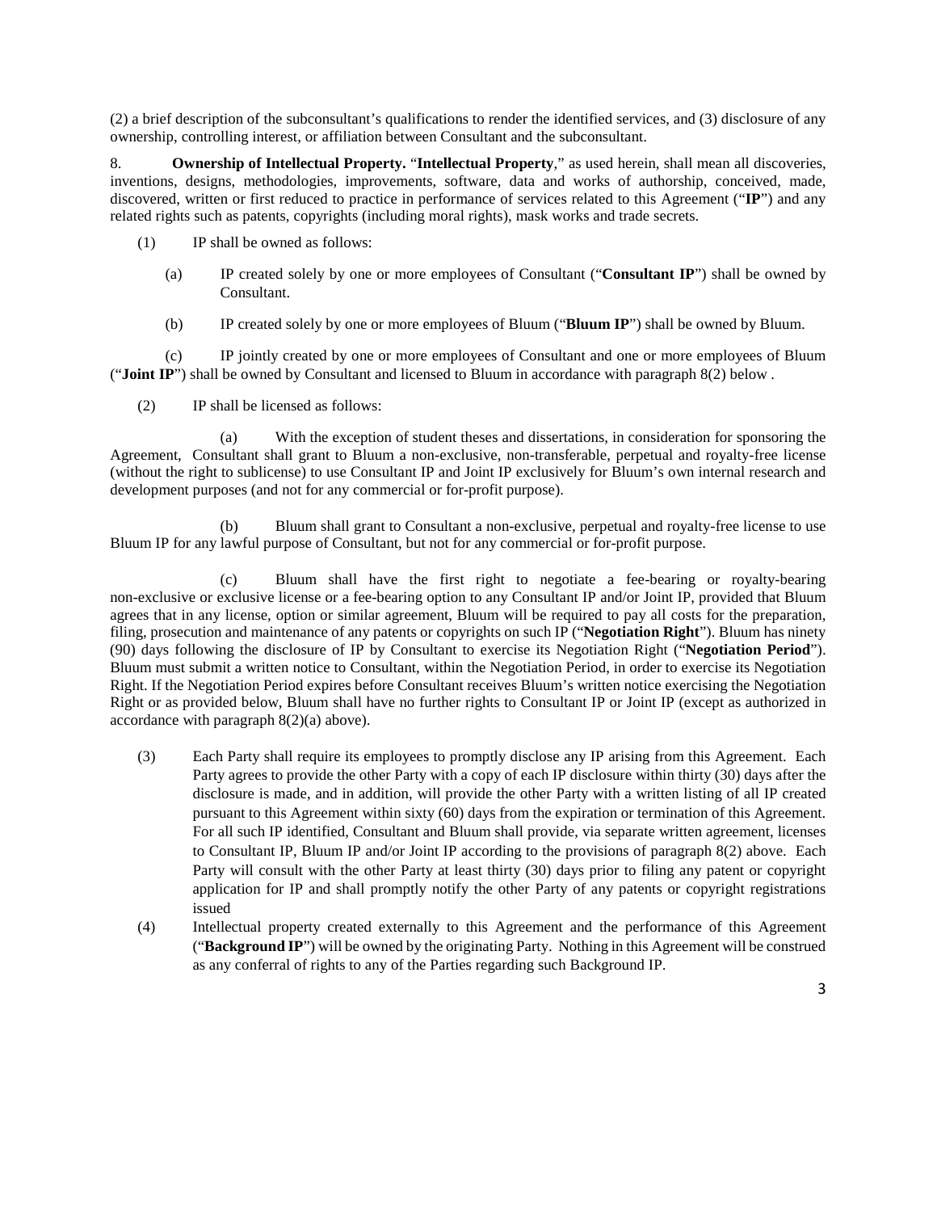(2) a brief description of the subconsultant's qualifications to render the identified services, and (3) disclosure of any ownership, controlling interest, or affiliation between Consultant and the subconsultant.

8. **Ownership of Intellectual Property.** "**Intellectual Property**," as used herein, shall mean all discoveries, inventions, designs, methodologies, improvements, software, data and works of authorship, conceived, made, discovered, written or first reduced to practice in performance of services related to this Agreement ("**IP**") and any related rights such as patents, copyrights (including moral rights), mask works and trade secrets.

(1) IP shall be owned as follows:

(a) IP created solely by one or more employees of Consultant ("**Consultant IP**") shall be owned by Consultant.

(b) IP created solely by one or more employees of Bluum ("**Bluum IP**") shall be owned by Bluum.

(c) IP jointly created by one or more employees of Consultant and one or more employees of Bluum ("**Joint IP**") shall be owned by Consultant and licensed to Bluum in accordance with paragraph 8(2) below .

(2) IP shall be licensed as follows:

(a) With the exception of student theses and dissertations, in consideration for sponsoring the Agreement, Consultant shall grant to Bluum a non-exclusive, non-transferable, perpetual and royalty-free license (without the right to sublicense) to use Consultant IP and Joint IP exclusively for Bluum's own internal research and development purposes (and not for any commercial or for-profit purpose).

(b) Bluum shall grant to Consultant a non-exclusive, perpetual and royalty-free license to use Bluum IP for any lawful purpose of Consultant, but not for any commercial or for-profit purpose.

(c) Bluum shall have the first right to negotiate a fee-bearing or royalty-bearing non-exclusive or exclusive license or a fee-bearing option to any Consultant IP and/or Joint IP, provided that Bluum agrees that in any license, option or similar agreement, Bluum will be required to pay all costs for the preparation, filing, prosecution and maintenance of any patents or copyrights on such IP ("**Negotiation Right**"). Bluum has ninety (90) days following the disclosure of IP by Consultant to exercise its Negotiation Right ("**Negotiation Period**"). Bluum must submit a written notice to Consultant, within the Negotiation Period, in order to exercise its Negotiation Right. If the Negotiation Period expires before Consultant receives Bluum's written notice exercising the Negotiation Right or as provided below, Bluum shall have no further rights to Consultant IP or Joint IP (except as authorized in accordance with paragraph 8(2)(a) above).

(3) Each Party shall require its employees to promptly disclose any IP arising from this Agreement. Each Party agrees to provide the other Party with a copy of each IP disclosure within thirty (30) days after the disclosure is made, and in addition, will provide the other Party with a written listing of all IP created pursuant to this Agreement within sixty (60) days from the expiration or termination of this Agreement. For all such IP identified, Consultant and Bluum shall provide, via separate written agreement, licenses to Consultant IP, Bluum IP and/or Joint IP according to the provisions of paragraph 8(2) above. Each Party will consult with the other Party at least thirty (30) days prior to filing any patent or copyright application for IP and shall promptly notify the other Party of any patents or copyright registrations issued

(4) Intellectual property created externally to this Agreement and the performance of this Agreement ("**Background IP**") will be owned by the originating Party. Nothing in this Agreement will be construed as any conferral of rights to any of the Parties regarding such Background IP.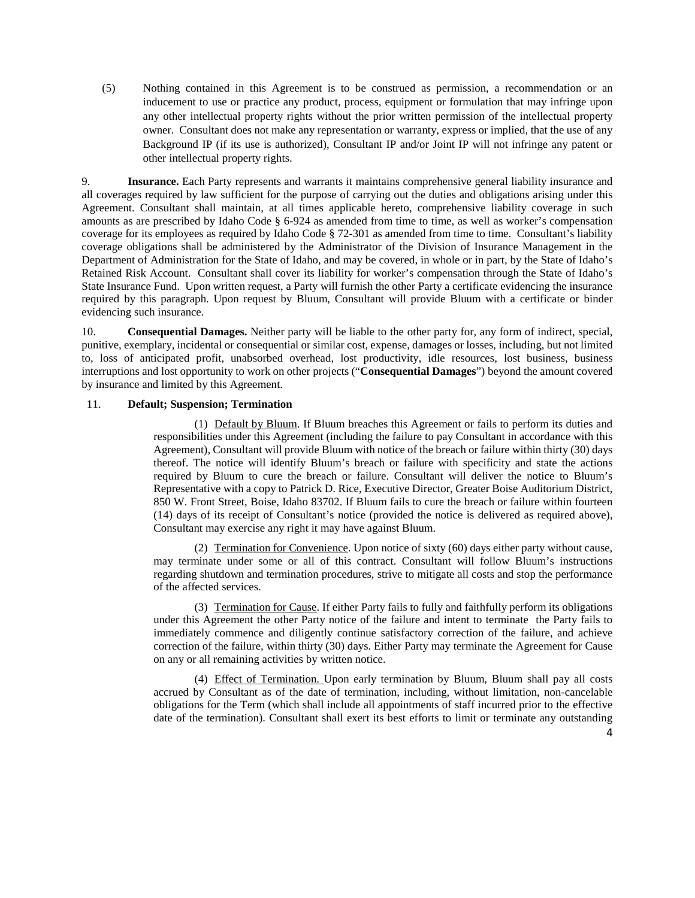(5) Nothing contained in this Agreement is to be construed as permission, a recommendation or an inducement to use or practice any product, process, equipment or formulation that may infringe upon any other intellectual property rights without the prior written permission of the intellectual property owner. Consultant does not make any representation or warranty, express or implied, that the use of any Background IP (if its use is authorized), Consultant IP and/or Joint IP will not infringe any patent or other intellectual property rights.

9. **Insurance.** Each Party represents and warrants it maintains comprehensive general liability insurance and all coverages required by law sufficient for the purpose of carrying out the duties and obligations arising under this Agreement. Consultant shall maintain, at all times applicable hereto, comprehensive liability coverage in such amounts as are prescribed by Idaho Code § 6-924 as amended from time to time, as well as worker's compensation coverage for its employees as required by Idaho Code § 72-301 as amended from time to time. Consultant's liability coverage obligations shall be administered by the Administrator of the Division of Insurance Management in the Department of Administration for the State of Idaho, and may be covered, in whole or in part, by the State of Idaho's Retained Risk Account. Consultant shall cover its liability for worker's compensation through the State of Idaho's State Insurance Fund. Upon written request, a Party will furnish the other Party a certificate evidencing the insurance required by this paragraph. Upon request by Bluum, Consultant will provide Bluum with a certificate or binder evidencing such insurance.

10. **Consequential Damages.** Neither party will be liable to the other party for, any form of indirect, special, punitive, exemplary, incidental or consequential or similar cost, expense, damages or losses, including, but not limited to, loss of anticipated profit, unabsorbed overhead, lost productivity, idle resources, lost business, business interruptions and lost opportunity to work on other projects ("**Consequential Damages**") beyond the amount covered by insurance and limited by this Agreement.

11. **Default; Suspension; Termination**

(1) Default by Bluum. If Bluum breaches this Agreement or fails to perform its duties and responsibilities under this Agreement (including the failure to pay Consultant in accordance with this Agreement), Consultant will provide Bluum with notice of the breach or failure within thirty (30) days thereof. The notice will identify Bluum's breach or failure with specificity and state the actions required by Bluum to cure the breach or failure. Consultant will deliver the notice to Bluum's Representative with a copy to Patrick D. Rice, Executive Director, Greater Boise Auditorium District, 850 W. Front Street, Boise, Idaho 83702. If Bluum fails to cure the breach or failure within fourteen (14) days of its receipt of Consultant's notice (provided the notice is delivered as required above), Consultant may exercise any right it may have against Bluum.

(2) Termination for Convenience. Upon notice of sixty (60) days either party without cause, may terminate under some or all of this contract. Consultant will follow Bluum's instructions regarding shutdown and termination procedures, strive to mitigate all costs and stop the performance of the affected services.

(3) Termination for Cause. If either Party fails to fully and faithfully perform its obligations under this Agreement the other Party notice of the failure and intent to terminate the Party fails to immediately commence and diligently continue satisfactory correction of the failure, and achieve correction of the failure, within thirty (30) days. Either Party may terminate the Agreement for Cause on any or all remaining activities by written notice.

(4) Effect of Termination. Upon early termination by Bluum, Bluum shall pay all costs accrued by Consultant as of the date of termination, including, without limitation, non-cancelable obligations for the Term (which shall include all appointments of staff incurred prior to the effective date of the termination). Consultant shall exert its best efforts to limit or terminate any outstanding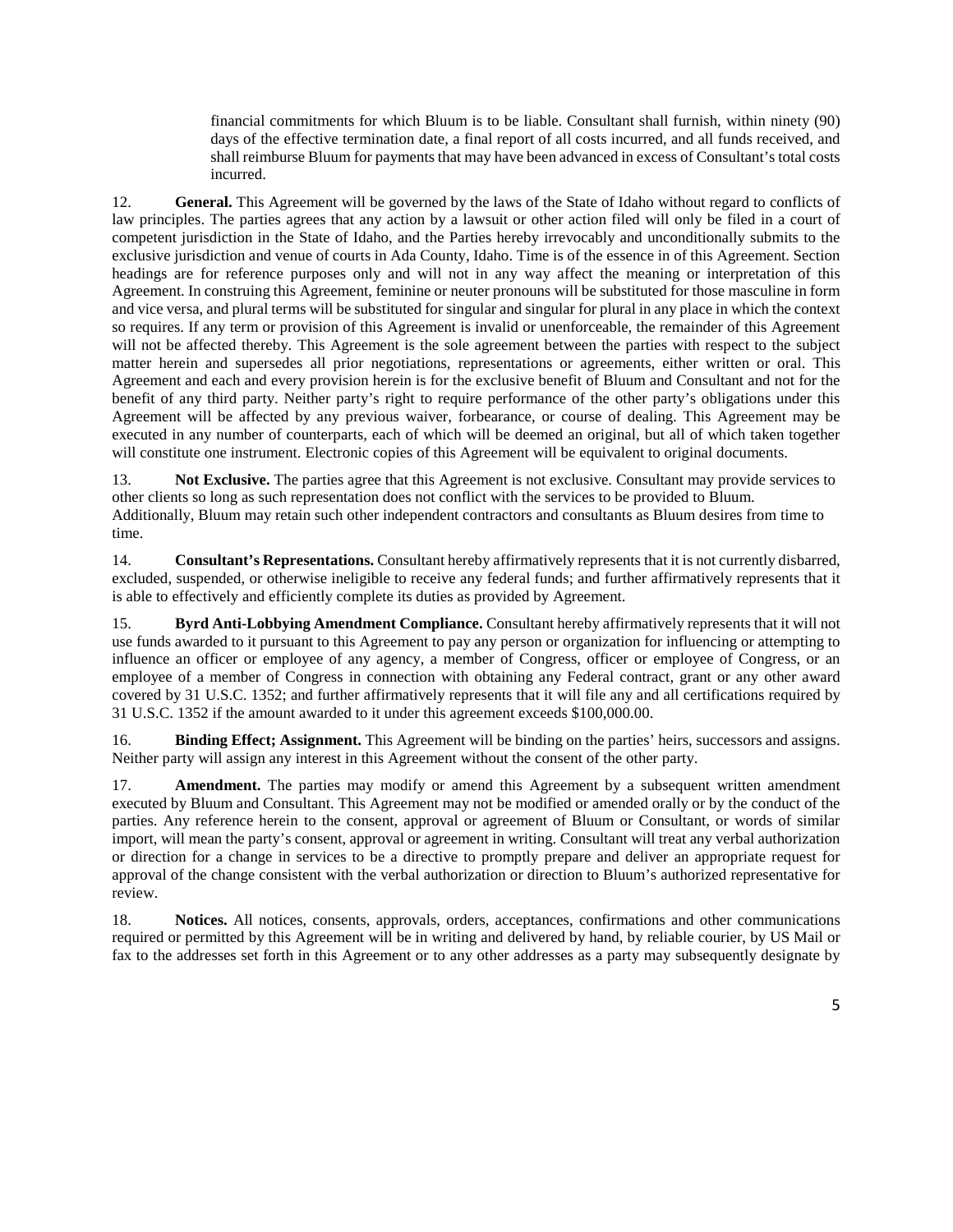financial commitments for which Bluum is to be liable. Consultant shall furnish, within ninety (90) days of the effective termination date, a final report of all costs incurred, and all funds received, and shall reimburse Bluum for payments that may have been advanced in excess of Consultant's total costs incurred.

12. **General.** This Agreement will be governed by the laws of the State of Idaho without regard to conflicts of law principles. The parties agrees that any action by a lawsuit or other action filed will only be filed in a court of competent jurisdiction in the State of Idaho, and the Parties hereby irrevocably and unconditionally submits to the exclusive jurisdiction and venue of courts in Ada County, Idaho. Time is of the essence in of this Agreement. Section headings are for reference purposes only and will not in any way affect the meaning or interpretation of this Agreement. In construing this Agreement, feminine or neuter pronouns will be substituted for those masculine in form and vice versa, and plural terms will be substituted for singular and singular for plural in any place in which the context so requires. If any term or provision of this Agreement is invalid or unenforceable, the remainder of this Agreement will not be affected thereby. This Agreement is the sole agreement between the parties with respect to the subject matter herein and supersedes all prior negotiations, representations or agreements, either written or oral. This Agreement and each and every provision herein is for the exclusive benefit of Bluum and Consultant and not for the benefit of any third party. Neither party's right to require performance of the other party's obligations under this Agreement will be affected by any previous waiver, forbearance, or course of dealing. This Agreement may be executed in any number of counterparts, each of which will be deemed an original, but all of which taken together will constitute one instrument. Electronic copies of this Agreement will be equivalent to original documents.

13. **Not Exclusive.** The parties agree that this Agreement is not exclusive. Consultant may provide services to other clients so long as such representation does not conflict with the services to be provided to Bluum. Additionally, Bluum may retain such other independent contractors and consultants as Bluum desires from time to time.

14. **Consultant's Representations.** Consultant hereby affirmatively represents that it is not currently disbarred, excluded, suspended, or otherwise ineligible to receive any federal funds; and further affirmatively represents that it is able to effectively and efficiently complete its duties as provided by Agreement.

15. **Byrd Anti-Lobbying Amendment Compliance.** Consultant hereby affirmatively represents that it will not use funds awarded to it pursuant to this Agreement to pay any person or organization for influencing or attempting to influence an officer or employee of any agency, a member of Congress, officer or employee of Congress, or an employee of a member of Congress in connection with obtaining any Federal contract, grant or any other award covered by 31 U.S.C. 1352; and further affirmatively represents that it will file any and all certifications required by 31 U.S.C. 1352 if the amount awarded to it under this agreement exceeds $100,000.00.

16. **Binding Effect; Assignment.** This Agreement will be binding on the parties' heirs, successors and assigns. Neither party will assign any interest in this Agreement without the consent of the other party.

17. **Amendment.** The parties may modify or amend this Agreement by a subsequent written amendment executed by Bluum and Consultant. This Agreement may not be modified or amended orally or by the conduct of the parties. Any reference herein to the consent, approval or agreement of Bluum or Consultant, or words of similar import, will mean the party's consent, approval or agreement in writing. Consultant will treat any verbal authorization or direction for a change in services to be a directive to promptly prepare and deliver an appropriate request for approval of the change consistent with the verbal authorization or direction to Bluum's authorized representative for review.

18. **Notices.** All notices, consents, approvals, orders, acceptances, confirmations and other communications required or permitted by this Agreement will be in writing and delivered by hand, by reliable courier, by US Mail or fax to the addresses set forth in this Agreement or to any other addresses as a party may subsequently designate by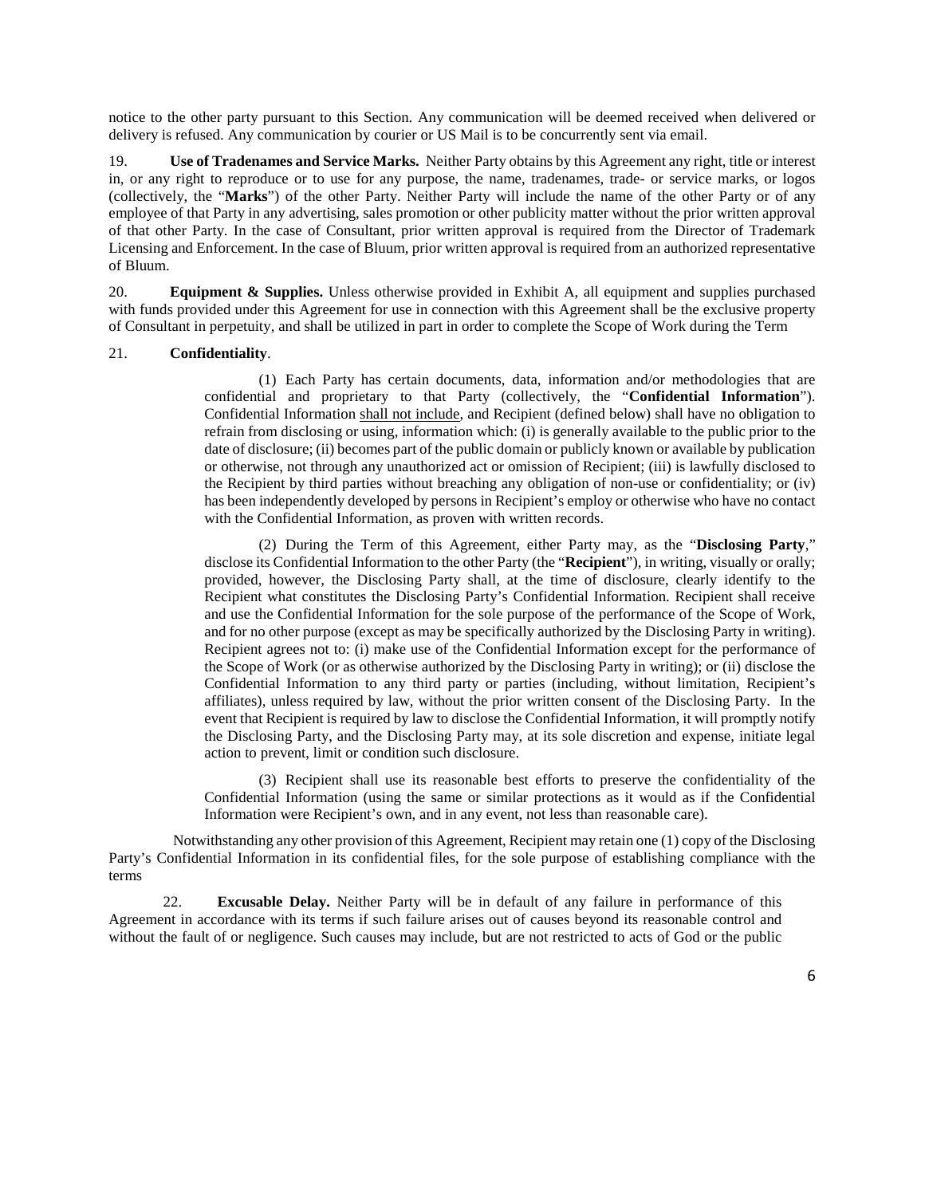notice to the other party pursuant to this Section. Any communication will be deemed received when delivered or delivery is refused. Any communication by courier or US Mail is to be concurrently sent via email.

19. **Use of Tradenames and Service Marks.** Neither Party obtains by this Agreement any right, title or interest in, or any right to reproduce or to use for any purpose, the name, tradenames, trade- or service marks, or logos (collectively, the "**Marks**") of the other Party. Neither Party will include the name of the other Party or of any employee of that Party in any advertising, sales promotion or other publicity matter without the prior written approval of that other Party. In the case of Consultant, prior written approval is required from the Director of Trademark Licensing and Enforcement. In the case of Bluum, prior written approval is required from an authorized representative of Bluum.

20. **Equipment & Supplies.** Unless otherwise provided in Exhibit A, all equipment and supplies purchased with funds provided under this Agreement for use in connection with this Agreement shall be the exclusive property of Consultant in perpetuity, and shall be utilized in part in order to complete the Scope of Work during the Term

21. **Confidentiality**.

(1) Each Party has certain documents, data, information and/or methodologies that are confidential and proprietary to that Party (collectively, the "**Confidential Information**"). Confidential Information shall not include, and Recipient (defined below) shall have no obligation to refrain from disclosing or using, information which: (i) is generally available to the public prior to the date of disclosure; (ii) becomes part of the public domain or publicly known or available by publication or otherwise, not through any unauthorized act or omission of Recipient; (iii) is lawfully disclosed to the Recipient by third parties without breaching any obligation of non-use or confidentiality; or (iv) has been independently developed by persons in Recipient's employ or otherwise who have no contact with the Confidential Information, as proven with written records.

(2) During the Term of this Agreement, either Party may, as the "**Disclosing Party**," disclose its Confidential Information to the other Party (the "**Recipient**"), in writing, visually or orally; provided, however, the Disclosing Party shall, at the time of disclosure, clearly identify to the Recipient what constitutes the Disclosing Party's Confidential Information. Recipient shall receive and use the Confidential Information for the sole purpose of the performance of the Scope of Work, and for no other purpose (except as may be specifically authorized by the Disclosing Party in writing). Recipient agrees not to: (i) make use of the Confidential Information except for the performance of the Scope of Work (or as otherwise authorized by the Disclosing Party in writing); or (ii) disclose the Confidential Information to any third party or parties (including, without limitation, Recipient's affiliates), unless required by law, without the prior written consent of the Disclosing Party. In the event that Recipient is required by law to disclose the Confidential Information, it will promptly notify the Disclosing Party, and the Disclosing Party may, at its sole discretion and expense, initiate legal action to prevent, limit or condition such disclosure.

(3) Recipient shall use its reasonable best efforts to preserve the confidentiality of the Confidential Information (using the same or similar protections as it would as if the Confidential Information were Recipient's own, and in any event, not less than reasonable care).

Notwithstanding any other provision of this Agreement, Recipient may retain one (1) copy of the Disclosing Party's Confidential Information in its confidential files, for the sole purpose of establishing compliance with the terms

22. **Excusable Delay.** Neither Party will be in default of any failure in performance of this Agreement in accordance with its terms if such failure arises out of causes beyond its reasonable control and without the fault of or negligence. Such causes may include, but are not restricted to acts of God or the public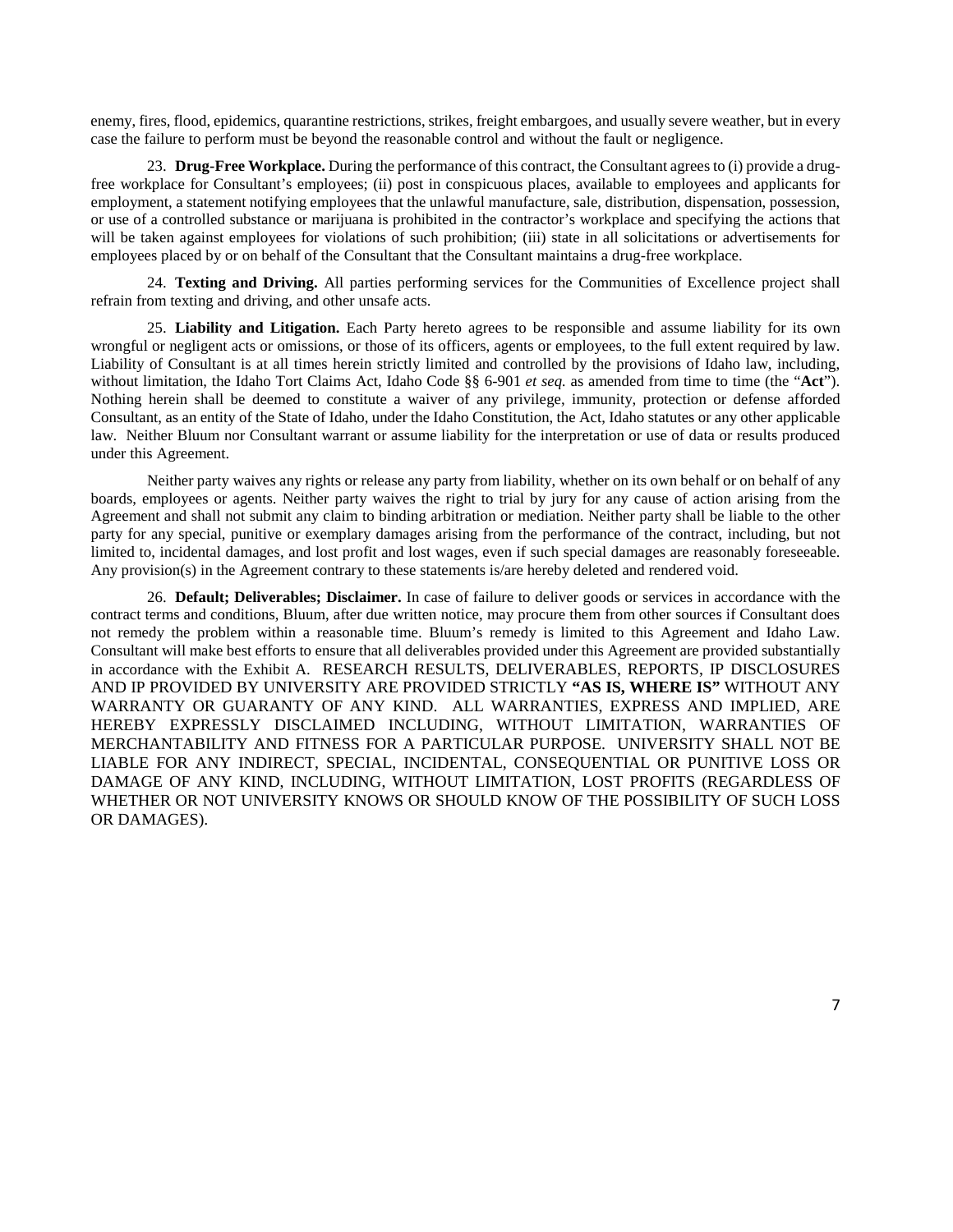enemy, fires, flood, epidemics, quarantine restrictions, strikes, freight embargoes, and usually severe weather, but in every case the failure to perform must be beyond the reasonable control and without the fault or negligence.

23. **Drug-Free Workplace.** During the performance of this contract, the Consultant agrees to (i) provide a drug-free workplace for Consultant's employees; (ii) post in conspicuous places, available to employees and applicants for employment, a statement notifying employees that the unlawful manufacture, sale, distribution, dispensation, possession, or use of a controlled substance or marijuana is prohibited in the contractor's workplace and specifying the actions that will be taken against employees for violations of such prohibition; (iii) state in all solicitations or advertisements for employees placed by or on behalf of the Consultant that the Consultant maintains a drug-free workplace.

24. **Texting and Driving.** All parties performing services for the Communities of Excellence project shall refrain from texting and driving, and other unsafe acts.

25. **Liability and Litigation.** Each Party hereto agrees to be responsible and assume liability for its own wrongful or negligent acts or omissions, or those of its officers, agents or employees, to the full extent required by law. Liability of Consultant is at all times herein strictly limited and controlled by the provisions of Idaho law, including, without limitation, the Idaho Tort Claims Act, Idaho Code §§ 6-901 *et seq.* as amended from time to time (the "**Act**"). Nothing herein shall be deemed to constitute a waiver of any privilege, immunity, protection or defense afforded Consultant, as an entity of the State of Idaho, under the Idaho Constitution, the Act, Idaho statutes or any other applicable law. Neither Bluum nor Consultant warrant or assume liability for the interpretation or use of data or results produced under this Agreement.

Neither party waives any rights or release any party from liability, whether on its own behalf or on behalf of any boards, employees or agents. Neither party waives the right to trial by jury for any cause of action arising from the Agreement and shall not submit any claim to binding arbitration or mediation. Neither party shall be liable to the other party for any special, punitive or exemplary damages arising from the performance of the contract, including, but not limited to, incidental damages, and lost profit and lost wages, even if such special damages are reasonably foreseeable. Any provision(s) in the Agreement contrary to these statements is/are hereby deleted and rendered void.

26. **Default; Deliverables; Disclaimer.** In case of failure to deliver goods or services in accordance with the contract terms and conditions, Bluum, after due written notice, may procure them from other sources if Consultant does not remedy the problem within a reasonable time. Bluum's remedy is limited to this Agreement and Idaho Law. Consultant will make best efforts to ensure that all deliverables provided under this Agreement are provided substantially in accordance with the Exhibit A. RESEARCH RESULTS, DELIVERABLES, REPORTS, IP DISCLOSURES AND IP PROVIDED BY UNIVERSITY ARE PROVIDED STRICTLY **"AS IS, WHERE IS"** WITHOUT ANY WARRANTY OR GUARANTY OF ANY KIND. ALL WARRANTIES, EXPRESS AND IMPLIED, ARE HEREBY EXPRESSLY DISCLAIMED INCLUDING, WITHOUT LIMITATION, WARRANTIES OF MERCHANTABILITY AND FITNESS FOR A PARTICULAR PURPOSE. UNIVERSITY SHALL NOT BE LIABLE FOR ANY INDIRECT, SPECIAL, INCIDENTAL, CONSEQUENTIAL OR PUNITIVE LOSS OR DAMAGE OF ANY KIND, INCLUDING, WITHOUT LIMITATION, LOST PROFITS (REGARDLESS OF WHETHER OR NOT UNIVERSITY KNOWS OR SHOULD KNOW OF THE POSSIBILITY OF SUCH LOSS OR DAMAGES).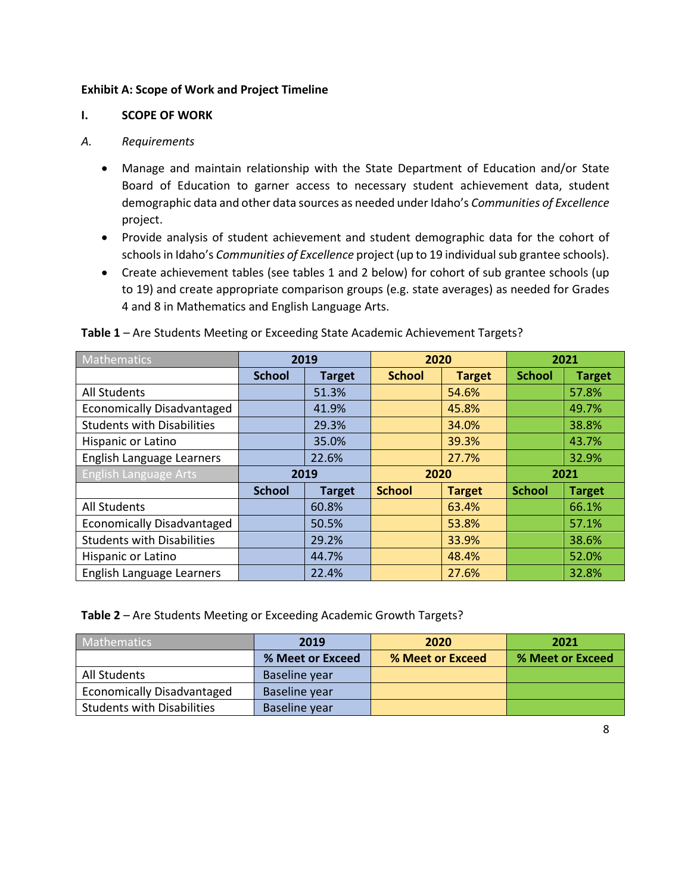**Exhibit A: Scope of Work and Project Timeline**

**I. SCOPE OF WORK**

*A. Requirements*

- Manage and maintain relationship with the State Department of Education and/or State Board of Education to garner access to necessary student achievement data, student demographic data and other data sources as needed under Idaho's *Communities of Excellence* project.
- Provide analysis of student achievement and student demographic data for the cohort of schools in Idaho's *Communities of Excellence* project (up to 19 individual sub grantee schools).
- Create achievement tables (see tables 1 and 2 below) for cohort of sub grantee schools (up to 19) and create appropriate comparison groups (e.g. state averages) as needed for Grades 4 and 8 in Mathematics and English Language Arts.

**Table 1** – Are Students Meeting or Exceeding State Academic Achievement Targets?

| Mathematics | 2019 | | 2020 | | 2021 | |
|---|---|---|---|---|---|---|
| | **School** | **Target** | **School** | **Target** | **School** | **Target** |
| All Students | | 51.3% | | 54.6% | | 57.8% |
| Economically Disadvantaged | | 41.9% | | 45.8% | | 49.7% |
| Students with Disabilities | | 29.3% | | 34.0% | | 38.8% |
| Hispanic or Latino | | 35.0% | | 39.3% | | 43.7% |
| English Language Learners | | 22.6% | | 27.7% | | 32.9% |
| English Language Arts | **2019** | | **2020** | | **2021** | |
| | **School** | **Target** | **School** | **Target** | **School** | **Target** |
| All Students | | 60.8% | | 63.4% | | 66.1% |
| Economically Disadvantaged | | 50.5% | | 53.8% | | 57.1% |
| Students with Disabilities | | 29.2% | | 33.9% | | 38.6% |
| Hispanic or Latino | | 44.7% | | 48.4% | | 52.0% |
| English Language Learners | | 22.4% | | 27.6% | | 32.8% |

**Table 2** – Are Students Meeting or Exceeding Academic Growth Targets?

| Mathematics | 2019 | 2020 | 2021 |
|---|---|---|---|
| | **% Meet or Exceed** | **% Meet or Exceed** | **% Meet or Exceed** |
| All Students | Baseline year | | |
| Economically Disadvantaged | Baseline year | | |
| Students with Disabilities | Baseline year | | |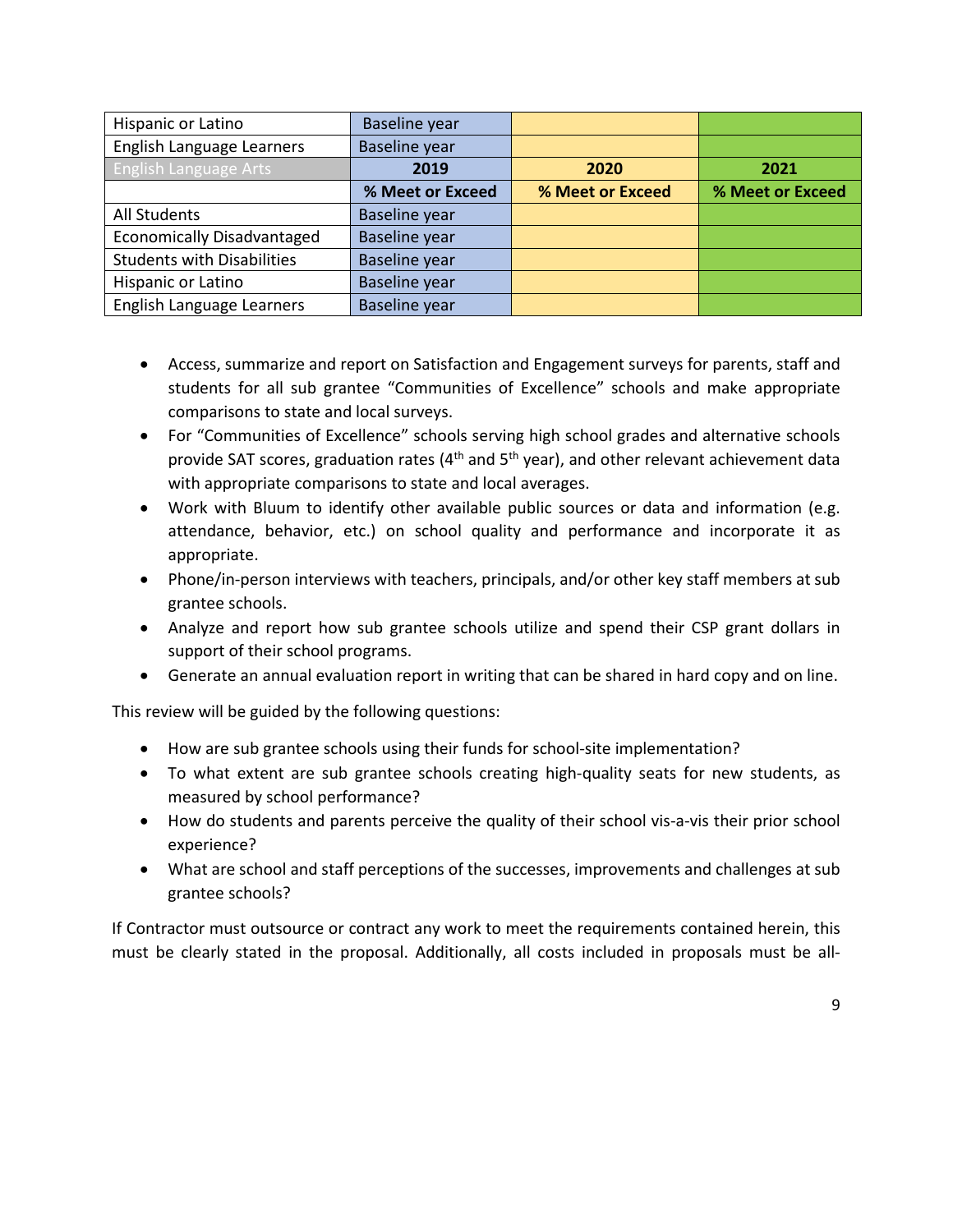| Hispanic or Latino | Baseline year | | |
|---|---|---|---|
| English Language Learners | Baseline year | | |
| English Language Arts | **2019** | **2020** | **2021** |
| | **% Meet or Exceed** | **% Meet or Exceed** | **% Meet or Exceed** |
| All Students | Baseline year | | |
| Economically Disadvantaged | Baseline year | | |
| Students with Disabilities | Baseline year | | |
| Hispanic or Latino | Baseline year | | |
| English Language Learners | Baseline year | | |

- Access, summarize and report on Satisfaction and Engagement surveys for parents, staff and students for all sub grantee "Communities of Excellence" schools and make appropriate comparisons to state and local surveys.
- For "Communities of Excellence" schools serving high school grades and alternative schools provide SAT scores, graduation rates (4th and 5th year), and other relevant achievement data with appropriate comparisons to state and local averages.
- Work with Bluum to identify other available public sources or data and information (e.g. attendance, behavior, etc.) on school quality and performance and incorporate it as appropriate.
- Phone/in-person interviews with teachers, principals, and/or other key staff members at sub grantee schools.
- Analyze and report how sub grantee schools utilize and spend their CSP grant dollars in support of their school programs.
- Generate an annual evaluation report in writing that can be shared in hard copy and on line.

This review will be guided by the following questions:

- How are sub grantee schools using their funds for school-site implementation?
- To what extent are sub grantee schools creating high-quality seats for new students, as measured by school performance?
- How do students and parents perceive the quality of their school vis-a-vis their prior school experience?
- What are school and staff perceptions of the successes, improvements and challenges at sub grantee schools?

If Contractor must outsource or contract any work to meet the requirements contained herein, this must be clearly stated in the proposal. Additionally, all costs included in proposals must be all-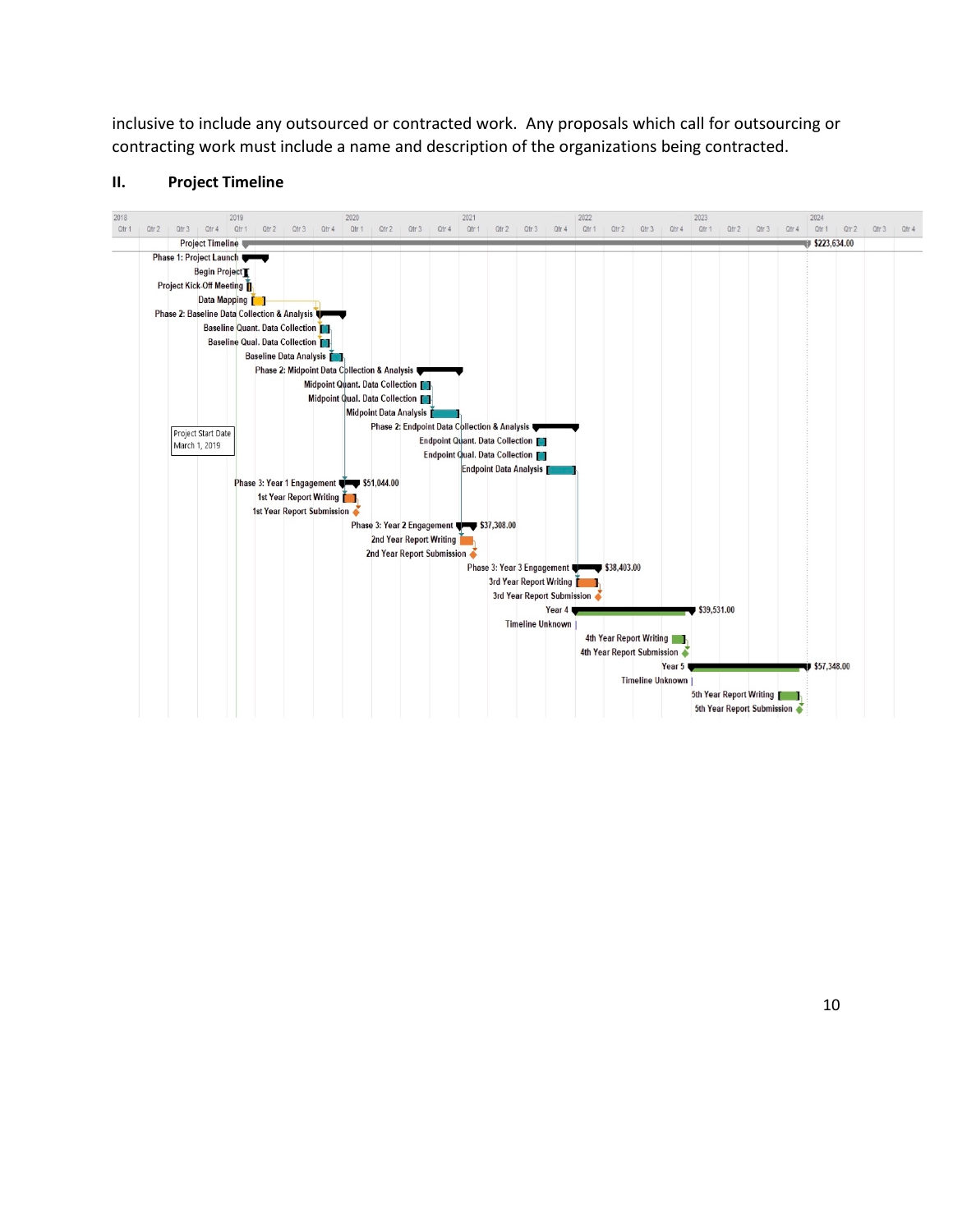inclusive to include any outsourced or contracted work. Any proposals which call for outsourcing or contracting work must include a name and description of the organizations being contracted.

## II. Project Timeline

2018 Qtr 1 Qtr 2 Qtr 3 Qtr 4
2019 Qtr 1 Qtr 2 Qtr 3 Qtr 4
2020 Qtr 1 Qtr 2 Qtr 3 Qtr 4
2021 Qtr 1 Qtr 2 Qtr 3 Qtr 4
2022 Qtr 1 Qtr 2 Qtr 3 Qtr 4
2023 Qtr 1 Qtr 2 Qtr 3 Qtr 4
2024 Qtr 1 Qtr 2 Qtr 3 Qtr 4

Project Timeline $223,634.00

Phase 1: Project Launch

Begin Project

Project Kick-Off Meeting

Data Mapping

Phase 2: Baseline Data Collection & Analysis

Baseline Quant. Data Collection

Baseline Qual. Data Collection

Baseline Data Analysis

Phase 2: Midpoint Data Collection & Analysis

Midpoint Quant. Data Collection

Midpoint Qual. Data Collection

Midpoint Data Analysis

Phase 2: Endpoint Data Collection & Analysis

Endpoint Quant. Data Collection

Endpoint Qual. Data Collection

Endpoint Data Analysis

Project Start Date March 1, 2019

Phase 3: Year 1 Engagement $51,044.00

1st Year Report Writing

1st Year Report Submission

Phase 3: Year 2 Engagement $37,308.00

2nd Year Report Writing

2nd Year Report Submission

Phase 3: Year 3 Engagement $38,403.00

3rd Year Report Writing

3rd Year Report Submission

Year 4 $39,531.00

Timeline Unknown

4th Year Report Writing

4th Year Report Submission

Year 5 $57,348.00

Timeline Unknown

5th Year Report Writing

5th Year Report Submission